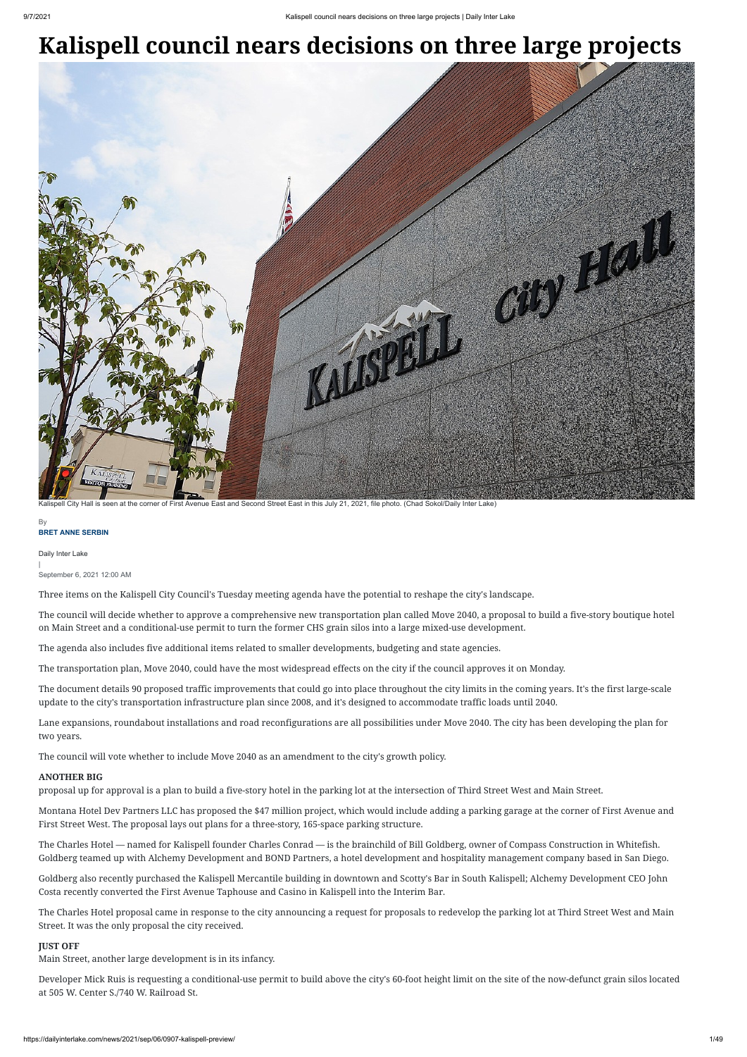# Kalispell council nears decisions on three large projects

Kalispell City Hall is seen at the corner of First Avenue East and Second Street East in this July 21, 2021, file photo. (Chad Sokol/Daily Inter Lake)

By
**BRET ANNE SERBIN**

Daily Inter Lake
|
September 6, 2021 12:00 AM

Three items on the Kalispell City Council's Tuesday meeting agenda have the potential to reshape the city's landscape.

The council will decide whether to approve a comprehensive new transportation plan called Move 2040, a proposal to build a five-story boutique hotel on Main Street and a conditional-use permit to turn the former CHS grain silos into a large mixed-use development.

The agenda also includes five additional items related to smaller developments, budgeting and state agencies.

The transportation plan, Move 2040, could have the most widespread effects on the city if the council approves it on Monday.

The document details 90 proposed traffic improvements that could go into place throughout the city limits in the coming years. It's the first large-scale update to the city's transportation infrastructure plan since 2008, and it's designed to accommodate traffic loads until 2040.

Lane expansions, roundabout installations and road reconfigurations are all possibilities under Move 2040. The city has been developing the plan for two years.

The council will vote whether to include Move 2040 as an amendment to the city's growth policy.

**ANOTHER BIG**
proposal up for approval is a plan to build a five-story hotel in the parking lot at the intersection of Third Street West and Main Street.

Montana Hotel Dev Partners LLC has proposed the $47 million project, which would include adding a parking garage at the corner of First Avenue and First Street West. The proposal lays out plans for a three-story, 165-space parking structure.

The Charles Hotel — named for Kalispell founder Charles Conrad — is the brainchild of Bill Goldberg, owner of Compass Construction in Whitefish. Goldberg teamed up with Alchemy Development and BOND Partners, a hotel development and hospitality management company based in San Diego.

Goldberg also recently purchased the Kalispell Mercantile building in downtown and Scotty's Bar in South Kalispell; Alchemy Development CEO John Costa recently converted the First Avenue Taphouse and Casino in Kalispell into the Interim Bar.

The Charles Hotel proposal came in response to the city announcing a request for proposals to redevelop the parking lot at Third Street West and Main Street. It was the only proposal the city received.

**JUST OFF**
Main Street, another large development is in its infancy.

Developer Mick Ruis is requesting a conditional-use permit to build above the city's 60-foot height limit on the site of the now-defunct grain silos located at 505 W. Center S./740 W. Railroad St.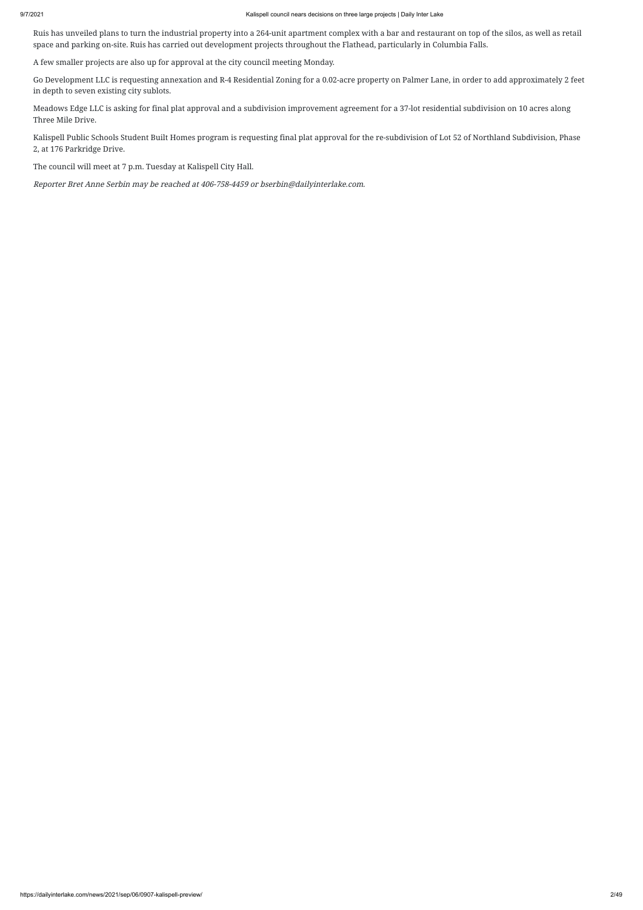Ruis has unveiled plans to turn the industrial property into a 264-unit apartment complex with a bar and restaurant on top of the silos, as well as retail space and parking on-site. Ruis has carried out development projects throughout the Flathead, particularly in Columbia Falls.

A few smaller projects are also up for approval at the city council meeting Monday.

Go Development LLC is requesting annexation and R-4 Residential Zoning for a 0.02-acre property on Palmer Lane, in order to add approximately 2 feet in depth to seven existing city sublots.

Meadows Edge LLC is asking for final plat approval and a subdivision improvement agreement for a 37-lot residential subdivision on 10 acres along Three Mile Drive.

Kalispell Public Schools Student Built Homes program is requesting final plat approval for the re-subdivision of Lot 52 of Northland Subdivision, Phase 2, at 176 Parkridge Drive.

The council will meet at 7 p.m. Tuesday at Kalispell City Hall.

*Reporter Bret Anne Serbin may be reached at 406-758-4459 or bserbin@dailyinterlake.com.*